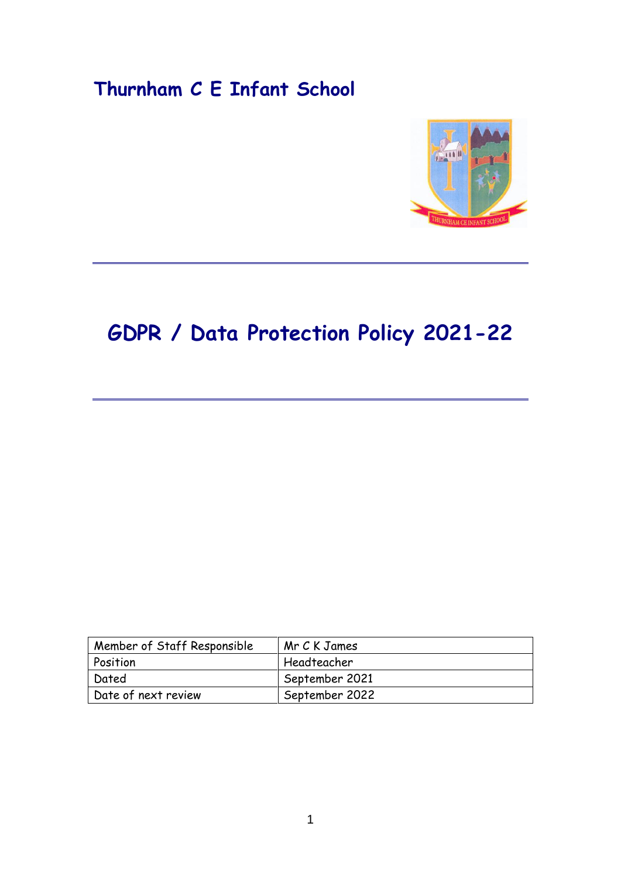# Thurnham C E Infant School

---

# GDPR / Data Protection Policy 2021-22

---

| Member of Staff Responsible | Mr C K James |
|---|---|
| Position | Headteacher |
| Dated | September 2021 |
| Date of next review | September 2022 |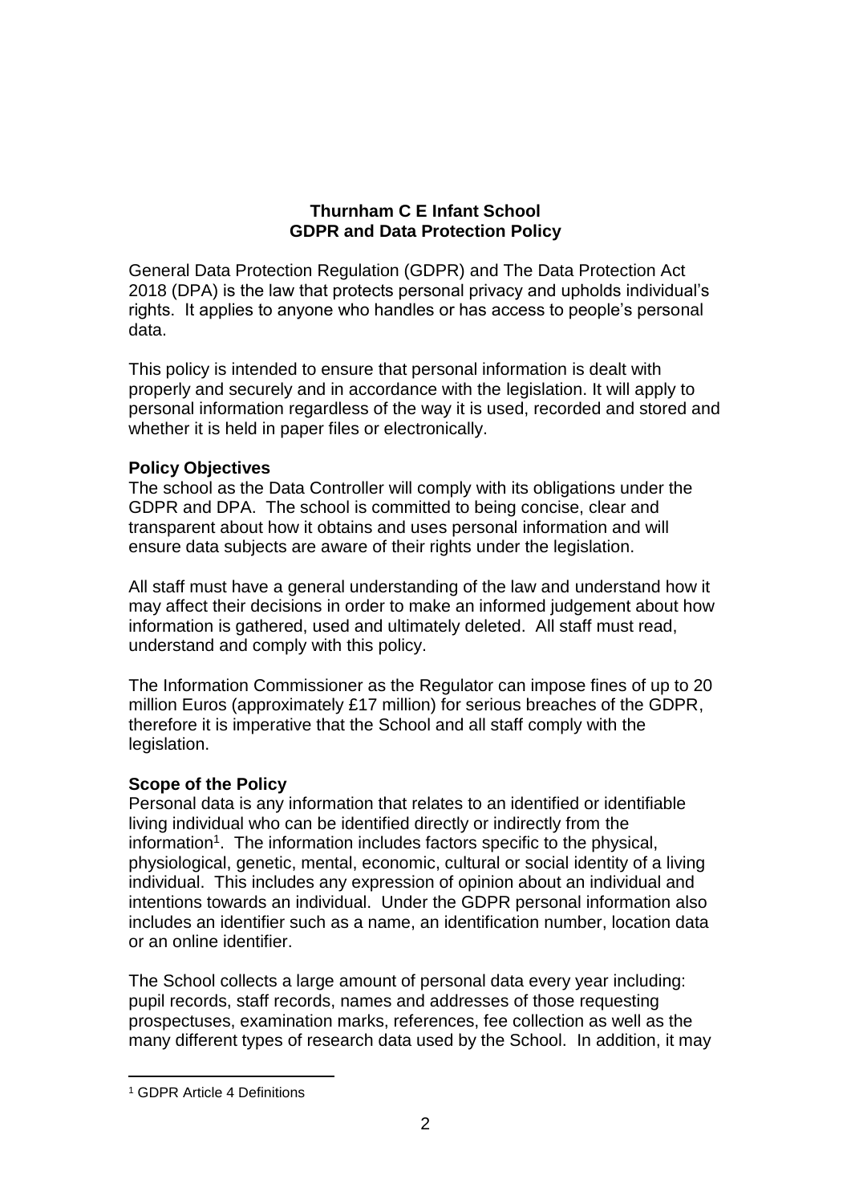**Thurnham C E Infant School**
**GDPR and Data Protection Policy**

General Data Protection Regulation (GDPR) and The Data Protection Act 2018 (DPA) is the law that protects personal privacy and upholds individual's rights. It applies to anyone who handles or has access to people's personal data.

This policy is intended to ensure that personal information is dealt with properly and securely and in accordance with the legislation. It will apply to personal information regardless of the way it is used, recorded and stored and whether it is held in paper files or electronically.

### Policy Objectives

The school as the Data Controller will comply with its obligations under the GDPR and DPA. The school is committed to being concise, clear and transparent about how it obtains and uses personal information and will ensure data subjects are aware of their rights under the legislation.

All staff must have a general understanding of the law and understand how it may affect their decisions in order to make an informed judgement about how information is gathered, used and ultimately deleted. All staff must read, understand and comply with this policy.

The Information Commissioner as the Regulator can impose fines of up to 20 million Euros (approximately £17 million) for serious breaches of the GDPR, therefore it is imperative that the School and all staff comply with the legislation.

### Scope of the Policy

Personal data is any information that relates to an identified or identifiable living individual who can be identified directly or indirectly from the information[1]. The information includes factors specific to the physical, physiological, genetic, mental, economic, cultural or social identity of a living individual. This includes any expression of opinion about an individual and intentions towards an individual. Under the GDPR personal information also includes an identifier such as a name, an identification number, location data or an online identifier.

The School collects a large amount of personal data every year including: pupil records, staff records, names and addresses of those requesting prospectuses, examination marks, references, fee collection as well as the many different types of research data used by the School. In addition, it may

[1] GDPR Article 4 Definitions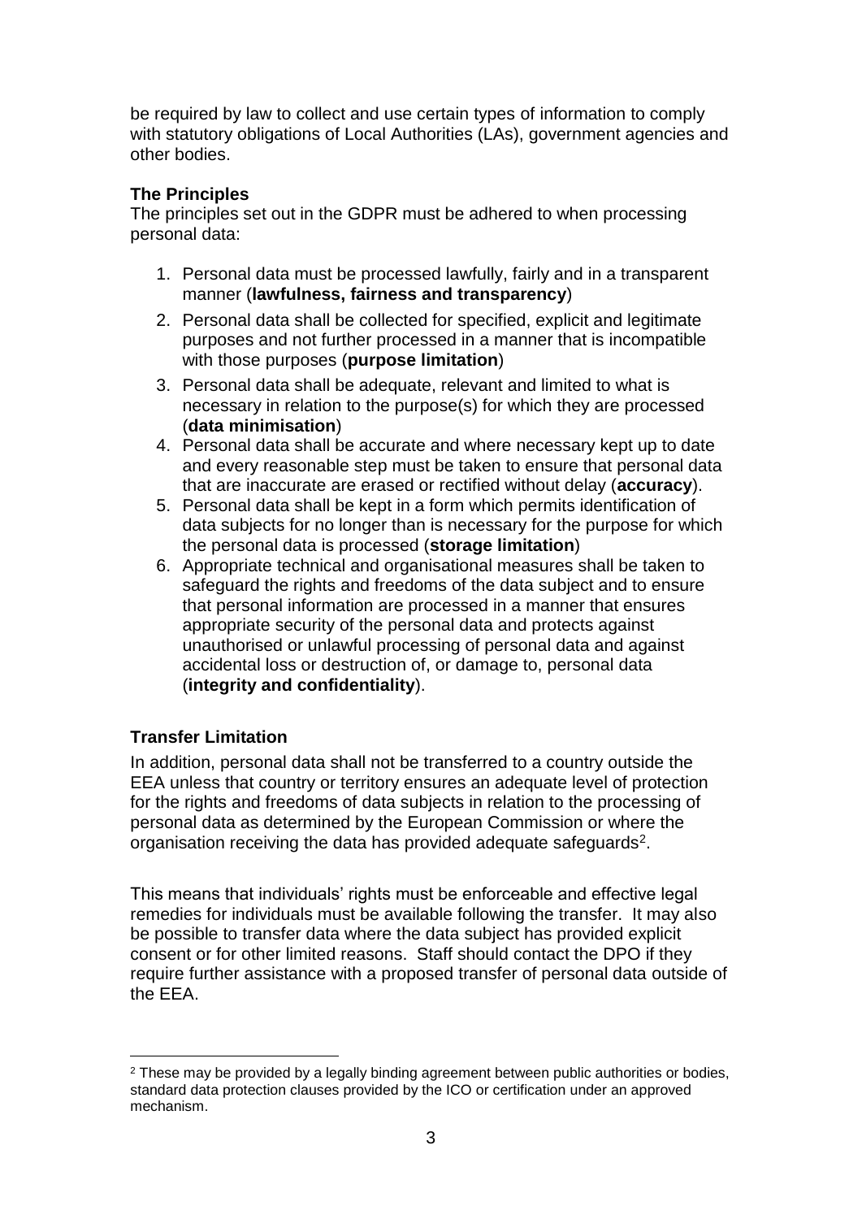be required by law to collect and use certain types of information to comply with statutory obligations of Local Authorities (LAs), government agencies and other bodies.

**The Principles**

The principles set out in the GDPR must be adhered to when processing personal data:

1. Personal data must be processed lawfully, fairly and in a transparent manner (**lawfulness, fairness and transparency**)
2. Personal data shall be collected for specified, explicit and legitimate purposes and not further processed in a manner that is incompatible with those purposes (**purpose limitation**)
3. Personal data shall be adequate, relevant and limited to what is necessary in relation to the purpose(s) for which they are processed (**data minimisation**)
4. Personal data shall be accurate and where necessary kept up to date and every reasonable step must be taken to ensure that personal data that are inaccurate are erased or rectified without delay (**accuracy**).
5. Personal data shall be kept in a form which permits identification of data subjects for no longer than is necessary for the purpose for which the personal data is processed (**storage limitation**)
6. Appropriate technical and organisational measures shall be taken to safeguard the rights and freedoms of the data subject and to ensure that personal information are processed in a manner that ensures appropriate security of the personal data and protects against unauthorised or unlawful processing of personal data and against accidental loss or destruction of, or damage to, personal data (**integrity and confidentiality**).

**Transfer Limitation**

In addition, personal data shall not be transferred to a country outside the EEA unless that country or territory ensures an adequate level of protection for the rights and freedoms of data subjects in relation to the processing of personal data as determined by the European Commission or where the organisation receiving the data has provided adequate safeguards[2].

This means that individuals' rights must be enforceable and effective legal remedies for individuals must be available following the transfer. It may also be possible to transfer data where the data subject has provided explicit consent or for other limited reasons. Staff should contact the DPO if they require further assistance with a proposed transfer of personal data outside of the EEA.

[2] These may be provided by a legally binding agreement between public authorities or bodies, standard data protection clauses provided by the ICO or certification under an approved mechanism.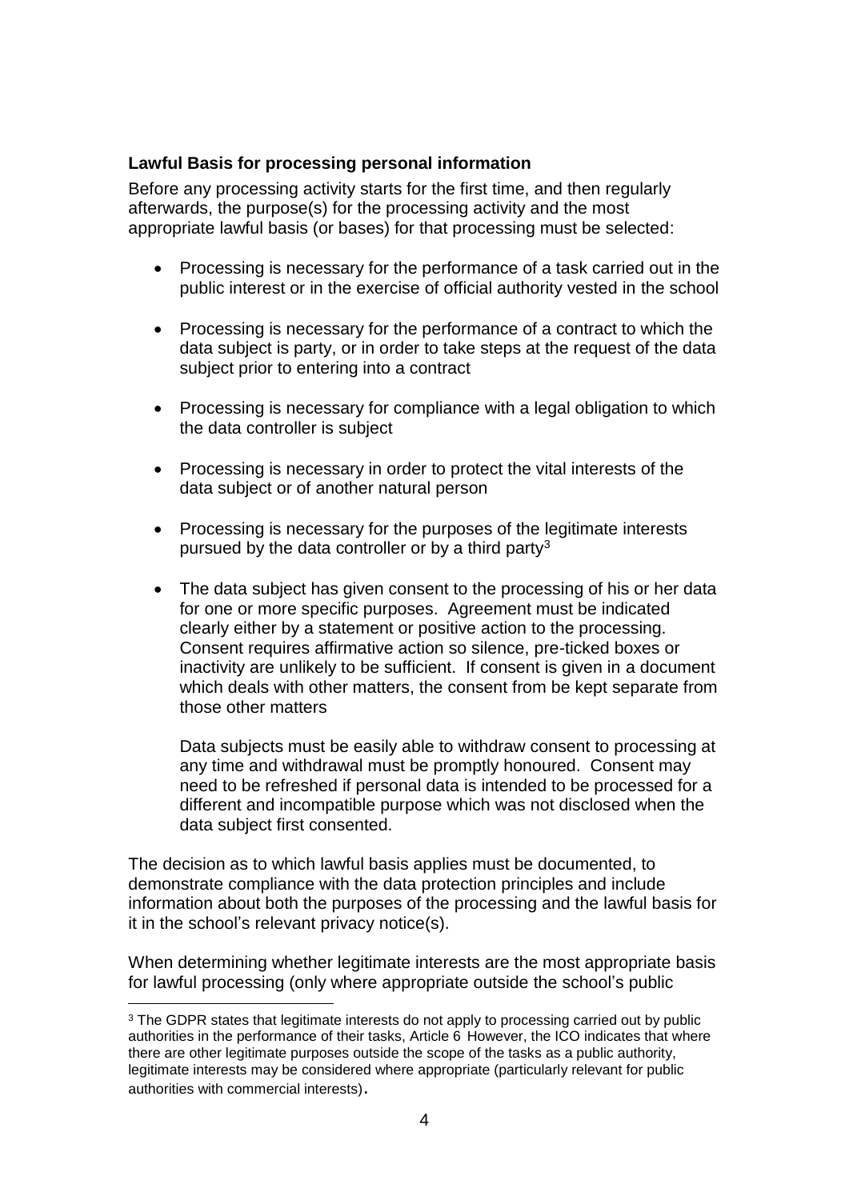**Lawful Basis for processing personal information**

Before any processing activity starts for the first time, and then regularly afterwards, the purpose(s) for the processing activity and the most appropriate lawful basis (or bases) for that processing must be selected:

- Processing is necessary for the performance of a task carried out in the public interest or in the exercise of official authority vested in the school
- Processing is necessary for the performance of a contract to which the data subject is party, or in order to take steps at the request of the data subject prior to entering into a contract
- Processing is necessary for compliance with a legal obligation to which the data controller is subject
- Processing is necessary in order to protect the vital interests of the data subject or of another natural person
- Processing is necessary for the purposes of the legitimate interests pursued by the data controller or by a third party[3]
- The data subject has given consent to the processing of his or her data for one or more specific purposes. Agreement must be indicated clearly either by a statement or positive action to the processing. Consent requires affirmative action so silence, pre-ticked boxes or inactivity are unlikely to be sufficient. If consent is given in a document which deals with other matters, the consent from be kept separate from those other matters

  Data subjects must be easily able to withdraw consent to processing at any time and withdrawal must be promptly honoured. Consent may need to be refreshed if personal data is intended to be processed for a different and incompatible purpose which was not disclosed when the data subject first consented.

The decision as to which lawful basis applies must be documented, to demonstrate compliance with the data protection principles and include information about both the purposes of the processing and the lawful basis for it in the school's relevant privacy notice(s).

When determining whether legitimate interests are the most appropriate basis for lawful processing (only where appropriate outside the school's public

[3] The GDPR states that legitimate interests do not apply to processing carried out by public authorities in the performance of their tasks, Article 6 However, the ICO indicates that where there are other legitimate purposes outside the scope of the tasks as a public authority, legitimate interests may be considered where appropriate (particularly relevant for public authorities with commercial interests).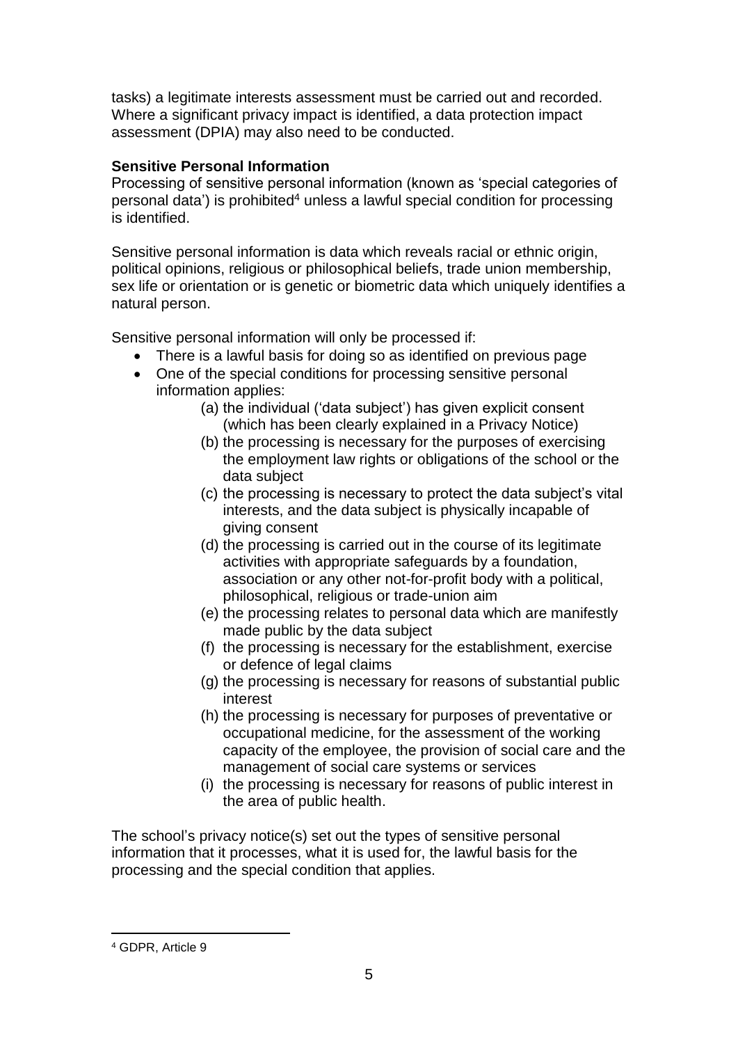tasks) a legitimate interests assessment must be carried out and recorded. Where a significant privacy impact is identified, a data protection impact assessment (DPIA) may also need to be conducted.

**Sensitive Personal Information**

Processing of sensitive personal information (known as 'special categories of personal data') is prohibited[4] unless a lawful special condition for processing is identified.

Sensitive personal information is data which reveals racial or ethnic origin, political opinions, religious or philosophical beliefs, trade union membership, sex life or orientation or is genetic or biometric data which uniquely identifies a natural person.

Sensitive personal information will only be processed if:

- There is a lawful basis for doing so as identified on previous page
- One of the special conditions for processing sensitive personal information applies:
    - (a) the individual ('data subject') has given explicit consent (which has been clearly explained in a Privacy Notice)
    - (b) the processing is necessary for the purposes of exercising the employment law rights or obligations of the school or the data subject
    - (c) the processing is necessary to protect the data subject's vital interests, and the data subject is physically incapable of giving consent
    - (d) the processing is carried out in the course of its legitimate activities with appropriate safeguards by a foundation, association or any other not-for-profit body with a political, philosophical, religious or trade-union aim
    - (e) the processing relates to personal data which are manifestly made public by the data subject
    - (f) the processing is necessary for the establishment, exercise or defence of legal claims
    - (g) the processing is necessary for reasons of substantial public interest
    - (h) the processing is necessary for purposes of preventative or occupational medicine, for the assessment of the working capacity of the employee, the provision of social care and the management of social care systems or services
    - (i) the processing is necessary for reasons of public interest in the area of public health.

The school's privacy notice(s) set out the types of sensitive personal information that it processes, what it is used for, the lawful basis for the processing and the special condition that applies.

---

[4] GDPR, Article 9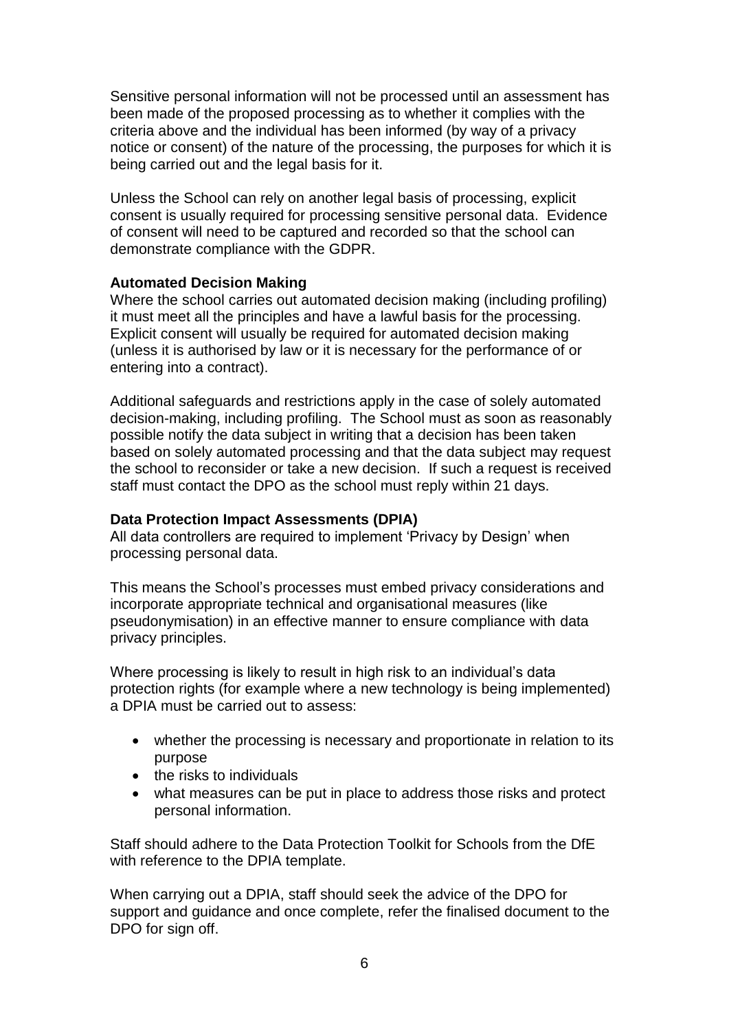Sensitive personal information will not be processed until an assessment has been made of the proposed processing as to whether it complies with the criteria above and the individual has been informed (by way of a privacy notice or consent) of the nature of the processing, the purposes for which it is being carried out and the legal basis for it.

Unless the School can rely on another legal basis of processing, explicit consent is usually required for processing sensitive personal data. Evidence of consent will need to be captured and recorded so that the school can demonstrate compliance with the GDPR.

**Automated Decision Making**

Where the school carries out automated decision making (including profiling) it must meet all the principles and have a lawful basis for the processing. Explicit consent will usually be required for automated decision making (unless it is authorised by law or it is necessary for the performance of or entering into a contract).

Additional safeguards and restrictions apply in the case of solely automated decision-making, including profiling. The School must as soon as reasonably possible notify the data subject in writing that a decision has been taken based on solely automated processing and that the data subject may request the school to reconsider or take a new decision. If such a request is received staff must contact the DPO as the school must reply within 21 days.

**Data Protection Impact Assessments (DPIA)**

All data controllers are required to implement 'Privacy by Design' when processing personal data.

This means the School's processes must embed privacy considerations and incorporate appropriate technical and organisational measures (like pseudonymisation) in an effective manner to ensure compliance with data privacy principles.

Where processing is likely to result in high risk to an individual's data protection rights (for example where a new technology is being implemented) a DPIA must be carried out to assess:

- whether the processing is necessary and proportionate in relation to its purpose
- the risks to individuals
- what measures can be put in place to address those risks and protect personal information.

Staff should adhere to the Data Protection Toolkit for Schools from the DfE with reference to the DPIA template.

When carrying out a DPIA, staff should seek the advice of the DPO for support and guidance and once complete, refer the finalised document to the DPO for sign off.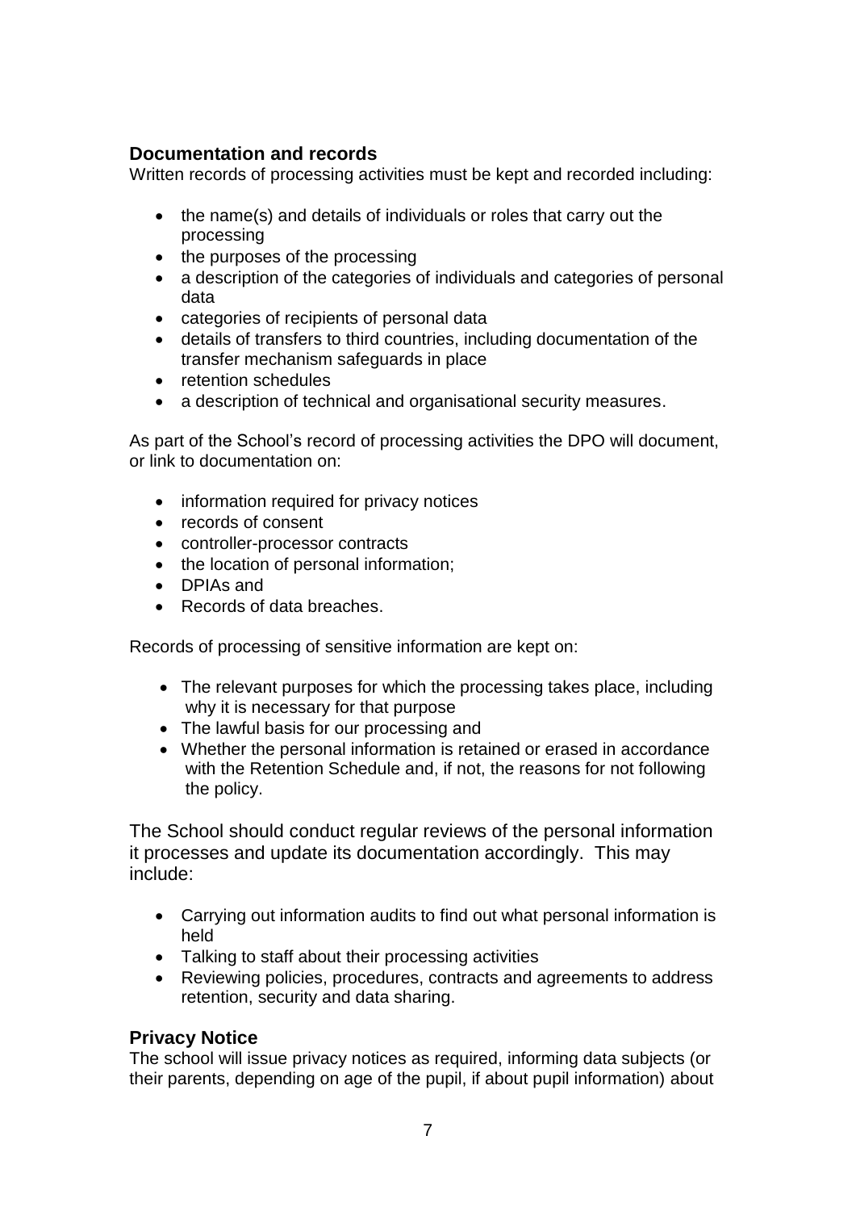## Documentation and records

Written records of processing activities must be kept and recorded including:

- the name(s) and details of individuals or roles that carry out the processing
- the purposes of the processing
- a description of the categories of individuals and categories of personal data
- categories of recipients of personal data
- details of transfers to third countries, including documentation of the transfer mechanism safeguards in place
- retention schedules
- a description of technical and organisational security measures.

As part of the School's record of processing activities the DPO will document, or link to documentation on:

- information required for privacy notices
- records of consent
- controller-processor contracts
- the location of personal information;
- DPIAs and
- Records of data breaches.

Records of processing of sensitive information are kept on:

- The relevant purposes for which the processing takes place, including why it is necessary for that purpose
- The lawful basis for our processing and
- Whether the personal information is retained or erased in accordance with the Retention Schedule and, if not, the reasons for not following the policy.

The School should conduct regular reviews of the personal information it processes and update its documentation accordingly. This may include:

- Carrying out information audits to find out what personal information is held
- Talking to staff about their processing activities
- Reviewing policies, procedures, contracts and agreements to address retention, security and data sharing.

## Privacy Notice

The school will issue privacy notices as required, informing data subjects (or their parents, depending on age of the pupil, if about pupil information) about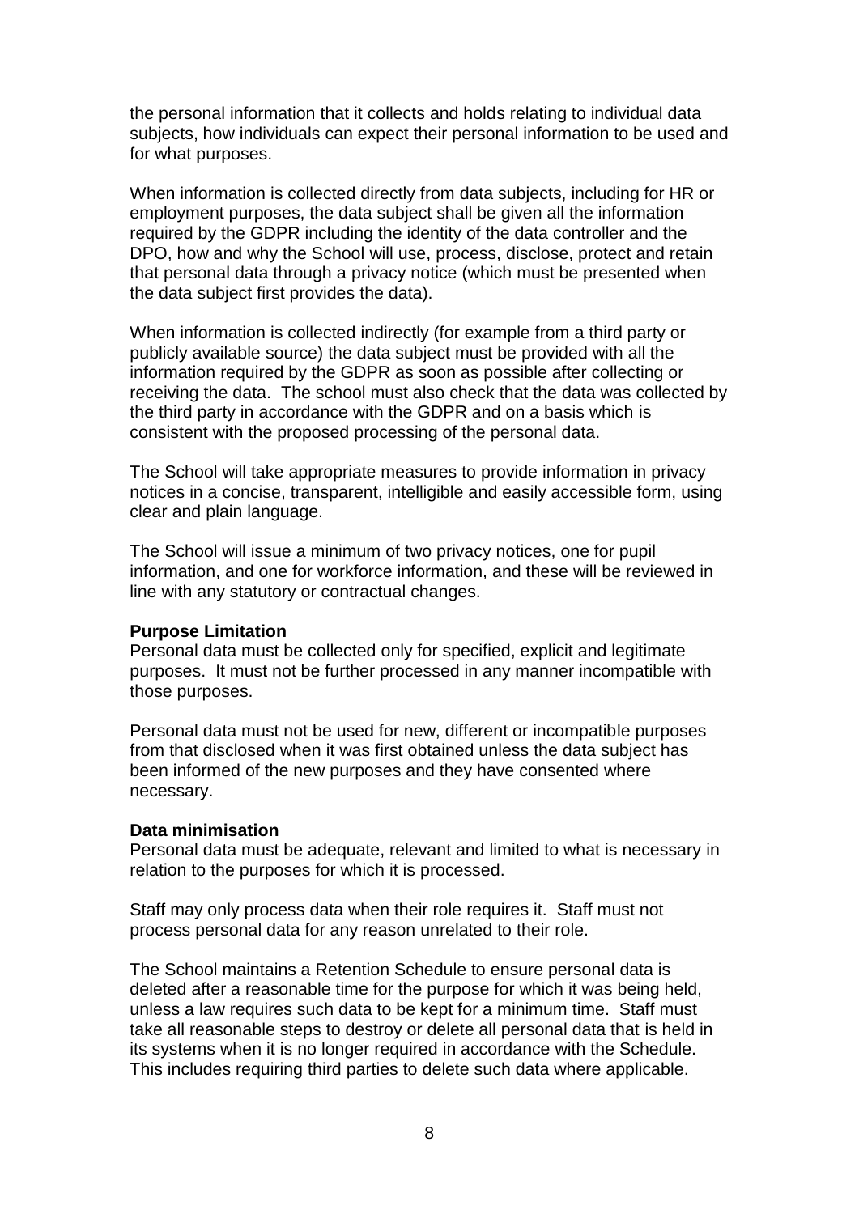the personal information that it collects and holds relating to individual data subjects, how individuals can expect their personal information to be used and for what purposes.

When information is collected directly from data subjects, including for HR or employment purposes, the data subject shall be given all the information required by the GDPR including the identity of the data controller and the DPO, how and why the School will use, process, disclose, protect and retain that personal data through a privacy notice (which must be presented when the data subject first provides the data).

When information is collected indirectly (for example from a third party or publicly available source) the data subject must be provided with all the information required by the GDPR as soon as possible after collecting or receiving the data. The school must also check that the data was collected by the third party in accordance with the GDPR and on a basis which is consistent with the proposed processing of the personal data.

The School will take appropriate measures to provide information in privacy notices in a concise, transparent, intelligible and easily accessible form, using clear and plain language.

The School will issue a minimum of two privacy notices, one for pupil information, and one for workforce information, and these will be reviewed in line with any statutory or contractual changes.

**Purpose Limitation**

Personal data must be collected only for specified, explicit and legitimate purposes. It must not be further processed in any manner incompatible with those purposes.

Personal data must not be used for new, different or incompatible purposes from that disclosed when it was first obtained unless the data subject has been informed of the new purposes and they have consented where necessary.

**Data minimisation**

Personal data must be adequate, relevant and limited to what is necessary in relation to the purposes for which it is processed.

Staff may only process data when their role requires it. Staff must not process personal data for any reason unrelated to their role.

The School maintains a Retention Schedule to ensure personal data is deleted after a reasonable time for the purpose for which it was being held, unless a law requires such data to be kept for a minimum time. Staff must take all reasonable steps to destroy or delete all personal data that is held in its systems when it is no longer required in accordance with the Schedule. This includes requiring third parties to delete such data where applicable.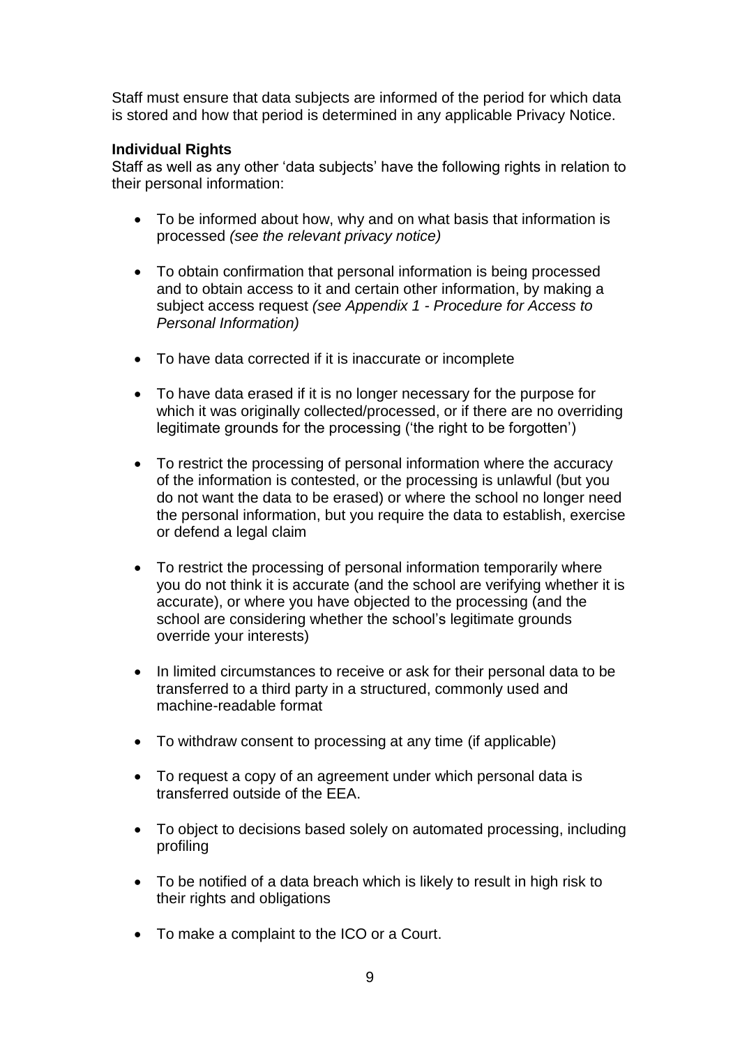Staff must ensure that data subjects are informed of the period for which data is stored and how that period is determined in any applicable Privacy Notice.

**Individual Rights**

Staff as well as any other 'data subjects' have the following rights in relation to their personal information:

- To be informed about how, why and on what basis that information is processed *(see the relevant privacy notice)*

- To obtain confirmation that personal information is being processed and to obtain access to it and certain other information, by making a subject access request *(see Appendix 1 - Procedure for Access to Personal Information)*

- To have data corrected if it is inaccurate or incomplete

- To have data erased if it is no longer necessary for the purpose for which it was originally collected/processed, or if there are no overriding legitimate grounds for the processing ('the right to be forgotten')

- To restrict the processing of personal information where the accuracy of the information is contested, or the processing is unlawful (but you do not want the data to be erased) or where the school no longer need the personal information, but you require the data to establish, exercise or defend a legal claim

- To restrict the processing of personal information temporarily where you do not think it is accurate (and the school are verifying whether it is accurate), or where you have objected to the processing (and the school are considering whether the school's legitimate grounds override your interests)

- In limited circumstances to receive or ask for their personal data to be transferred to a third party in a structured, commonly used and machine-readable format

- To withdraw consent to processing at any time (if applicable)

- To request a copy of an agreement under which personal data is transferred outside of the EEA.

- To object to decisions based solely on automated processing, including profiling

- To be notified of a data breach which is likely to result in high risk to their rights and obligations

- To make a complaint to the ICO or a Court.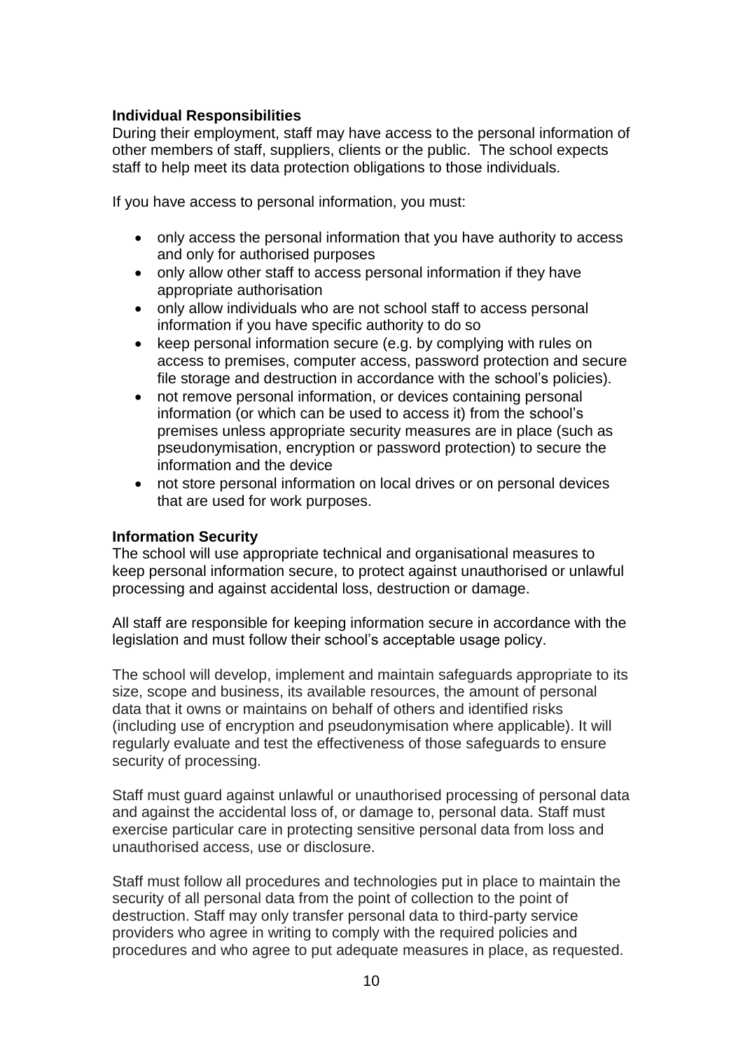**Individual Responsibilities**

During their employment, staff may have access to the personal information of other members of staff, suppliers, clients or the public. The school expects staff to help meet its data protection obligations to those individuals.

If you have access to personal information, you must:

- only access the personal information that you have authority to access and only for authorised purposes
- only allow other staff to access personal information if they have appropriate authorisation
- only allow individuals who are not school staff to access personal information if you have specific authority to do so
- keep personal information secure (e.g. by complying with rules on access to premises, computer access, password protection and secure file storage and destruction in accordance with the school's policies).
- not remove personal information, or devices containing personal information (or which can be used to access it) from the school's premises unless appropriate security measures are in place (such as pseudonymisation, encryption or password protection) to secure the information and the device
- not store personal information on local drives or on personal devices that are used for work purposes.

**Information Security**

The school will use appropriate technical and organisational measures to keep personal information secure, to protect against unauthorised or unlawful processing and against accidental loss, destruction or damage.

All staff are responsible for keeping information secure in accordance with the legislation and must follow their school's acceptable usage policy.

The school will develop, implement and maintain safeguards appropriate to its size, scope and business, its available resources, the amount of personal data that it owns or maintains on behalf of others and identified risks (including use of encryption and pseudonymisation where applicable). It will regularly evaluate and test the effectiveness of those safeguards to ensure security of processing.

Staff must guard against unlawful or unauthorised processing of personal data and against the accidental loss of, or damage to, personal data. Staff must exercise particular care in protecting sensitive personal data from loss and unauthorised access, use or disclosure.

Staff must follow all procedures and technologies put in place to maintain the security of all personal data from the point of collection to the point of destruction. Staff may only transfer personal data to third-party service providers who agree in writing to comply with the required policies and procedures and who agree to put adequate measures in place, as requested.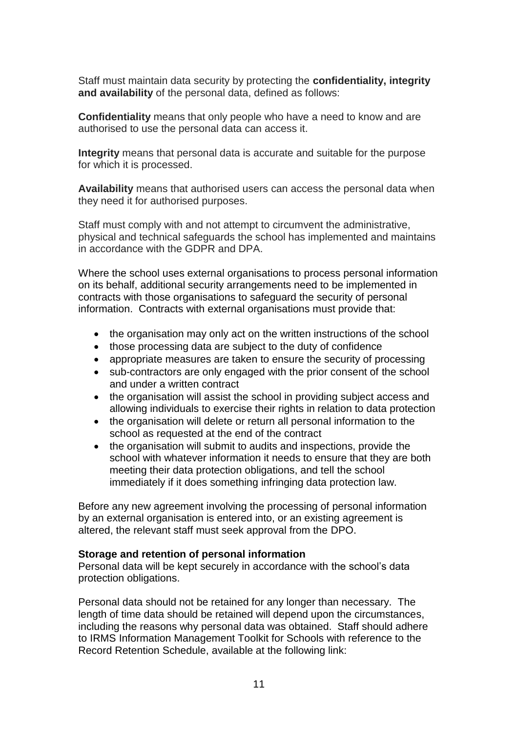Staff must maintain data security by protecting the **confidentiality, integrity and availability** of the personal data, defined as follows:

**Confidentiality** means that only people who have a need to know and are authorised to use the personal data can access it.

**Integrity** means that personal data is accurate and suitable for the purpose for which it is processed.

**Availability** means that authorised users can access the personal data when they need it for authorised purposes.

Staff must comply with and not attempt to circumvent the administrative, physical and technical safeguards the school has implemented and maintains in accordance with the GDPR and DPA.

Where the school uses external organisations to process personal information on its behalf, additional security arrangements need to be implemented in contracts with those organisations to safeguard the security of personal information. Contracts with external organisations must provide that:

- the organisation may only act on the written instructions of the school
- those processing data are subject to the duty of confidence
- appropriate measures are taken to ensure the security of processing
- sub-contractors are only engaged with the prior consent of the school and under a written contract
- the organisation will assist the school in providing subject access and allowing individuals to exercise their rights in relation to data protection
- the organisation will delete or return all personal information to the school as requested at the end of the contract
- the organisation will submit to audits and inspections, provide the school with whatever information it needs to ensure that they are both meeting their data protection obligations, and tell the school immediately if it does something infringing data protection law.

Before any new agreement involving the processing of personal information by an external organisation is entered into, or an existing agreement is altered, the relevant staff must seek approval from the DPO.

**Storage and retention of personal information**
Personal data will be kept securely in accordance with the school's data protection obligations.

Personal data should not be retained for any longer than necessary. The length of time data should be retained will depend upon the circumstances, including the reasons why personal data was obtained. Staff should adhere to IRMS Information Management Toolkit for Schools with reference to the Record Retention Schedule, available at the following link: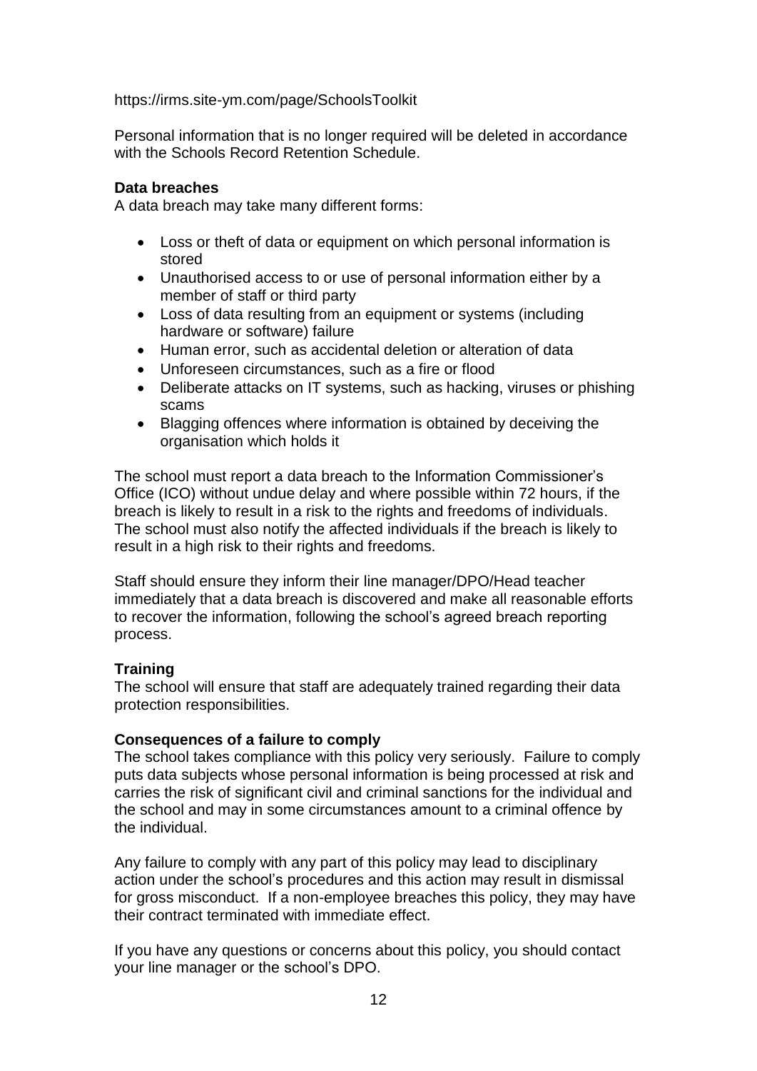https://irms.site-ym.com/page/SchoolsToolkit

Personal information that is no longer required will be deleted in accordance with the Schools Record Retention Schedule.

**Data breaches**

A data breach may take many different forms:

- Loss or theft of data or equipment on which personal information is stored
- Unauthorised access to or use of personal information either by a member of staff or third party
- Loss of data resulting from an equipment or systems (including hardware or software) failure
- Human error, such as accidental deletion or alteration of data
- Unforeseen circumstances, such as a fire or flood
- Deliberate attacks on IT systems, such as hacking, viruses or phishing scams
- Blagging offences where information is obtained by deceiving the organisation which holds it

The school must report a data breach to the Information Commissioner's Office (ICO) without undue delay and where possible within 72 hours, if the breach is likely to result in a risk to the rights and freedoms of individuals. The school must also notify the affected individuals if the breach is likely to result in a high risk to their rights and freedoms.

Staff should ensure they inform their line manager/DPO/Head teacher immediately that a data breach is discovered and make all reasonable efforts to recover the information, following the school's agreed breach reporting process.

**Training**

The school will ensure that staff are adequately trained regarding their data protection responsibilities.

**Consequences of a failure to comply**

The school takes compliance with this policy very seriously. Failure to comply puts data subjects whose personal information is being processed at risk and carries the risk of significant civil and criminal sanctions for the individual and the school and may in some circumstances amount to a criminal offence by the individual.

Any failure to comply with any part of this policy may lead to disciplinary action under the school's procedures and this action may result in dismissal for gross misconduct. If a non-employee breaches this policy, they may have their contract terminated with immediate effect.

If you have any questions or concerns about this policy, you should contact your line manager or the school's DPO.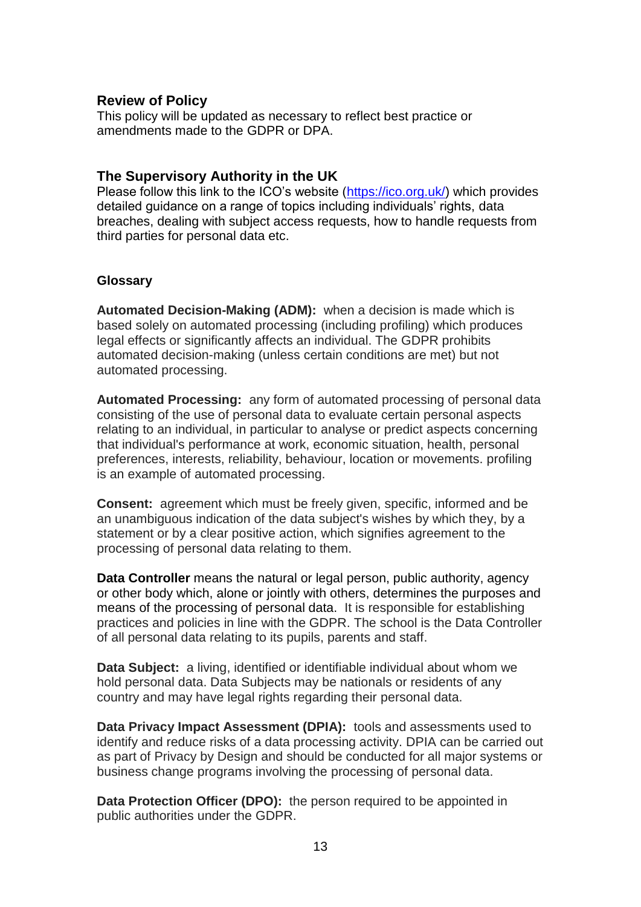## Review of Policy

This policy will be updated as necessary to reflect best practice or amendments made to the GDPR or DPA.

## The Supervisory Authority in the UK

Please follow this link to the ICO's website (https://ico.org.uk/) which provides detailed guidance on a range of topics including individuals' rights, data breaches, dealing with subject access requests, how to handle requests from third parties for personal data etc.

### Glossary

**Automated Decision-Making (ADM):** when a decision is made which is based solely on automated processing (including profiling) which produces legal effects or significantly affects an individual. The GDPR prohibits automated decision-making (unless certain conditions are met) but not automated processing.

**Automated Processing:** any form of automated processing of personal data consisting of the use of personal data to evaluate certain personal aspects relating to an individual, in particular to analyse or predict aspects concerning that individual's performance at work, economic situation, health, personal preferences, interests, reliability, behaviour, location or movements. profiling is an example of automated processing.

**Consent:** agreement which must be freely given, specific, informed and be an unambiguous indication of the data subject's wishes by which they, by a statement or by a clear positive action, which signifies agreement to the processing of personal data relating to them.

**Data Controller** means the natural or legal person, public authority, agency or other body which, alone or jointly with others, determines the purposes and means of the processing of personal data. It is responsible for establishing practices and policies in line with the GDPR. The school is the Data Controller of all personal data relating to its pupils, parents and staff.

**Data Subject:** a living, identified or identifiable individual about whom we hold personal data. Data Subjects may be nationals or residents of any country and may have legal rights regarding their personal data.

**Data Privacy Impact Assessment (DPIA):** tools and assessments used to identify and reduce risks of a data processing activity. DPIA can be carried out as part of Privacy by Design and should be conducted for all major systems or business change programs involving the processing of personal data.

**Data Protection Officer (DPO):** the person required to be appointed in public authorities under the GDPR.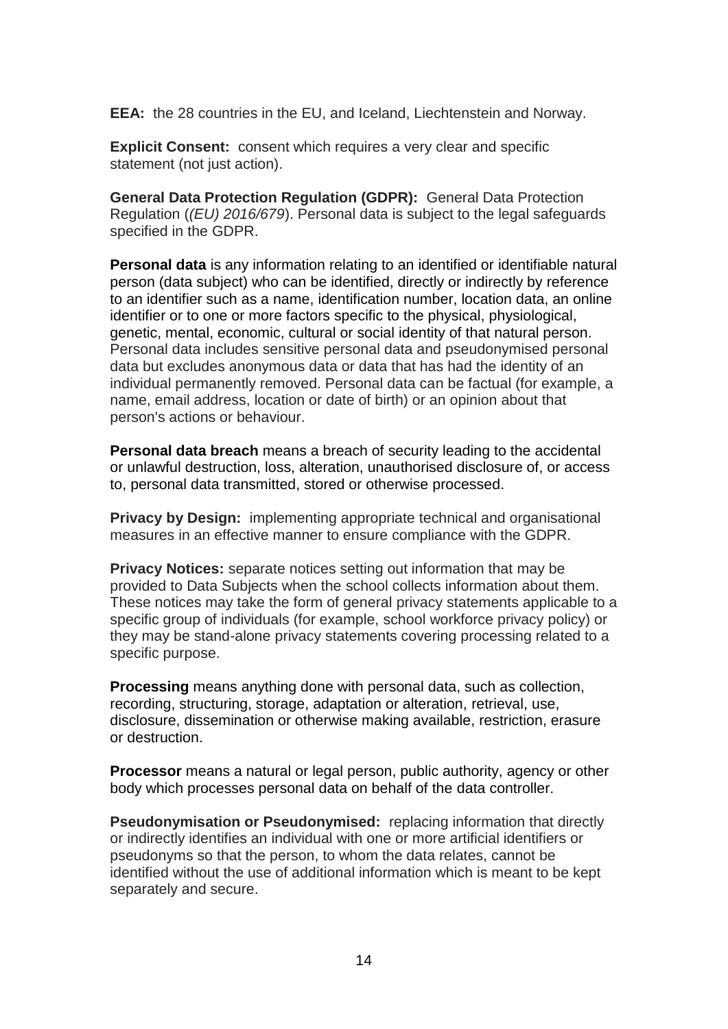**EEA:** the 28 countries in the EU, and Iceland, Liechtenstein and Norway.

**Explicit Consent:** consent which requires a very clear and specific statement (not just action).

**General Data Protection Regulation (GDPR):** General Data Protection Regulation (*(EU) 2016/679*). Personal data is subject to the legal safeguards specified in the GDPR.

**Personal data** is any information relating to an identified or identifiable natural person (data subject) who can be identified, directly or indirectly by reference to an identifier such as a name, identification number, location data, an online identifier or to one or more factors specific to the physical, physiological, genetic, mental, economic, cultural or social identity of that natural person. Personal data includes sensitive personal data and pseudonymised personal data but excludes anonymous data or data that has had the identity of an individual permanently removed. Personal data can be factual (for example, a name, email address, location or date of birth) or an opinion about that person's actions or behaviour.

**Personal data breach** means a breach of security leading to the accidental or unlawful destruction, loss, alteration, unauthorised disclosure of, or access to, personal data transmitted, stored or otherwise processed.

**Privacy by Design:** implementing appropriate technical and organisational measures in an effective manner to ensure compliance with the GDPR.

**Privacy Notices:** separate notices setting out information that may be provided to Data Subjects when the school collects information about them. These notices may take the form of general privacy statements applicable to a specific group of individuals (for example, school workforce privacy policy) or they may be stand-alone privacy statements covering processing related to a specific purpose.

**Processing** means anything done with personal data, such as collection, recording, structuring, storage, adaptation or alteration, retrieval, use, disclosure, dissemination or otherwise making available, restriction, erasure or destruction.

**Processor** means a natural or legal person, public authority, agency or other body which processes personal data on behalf of the data controller.

**Pseudonymisation or Pseudonymised:** replacing information that directly or indirectly identifies an individual with one or more artificial identifiers or pseudonyms so that the person, to whom the data relates, cannot be identified without the use of additional information which is meant to be kept separately and secure.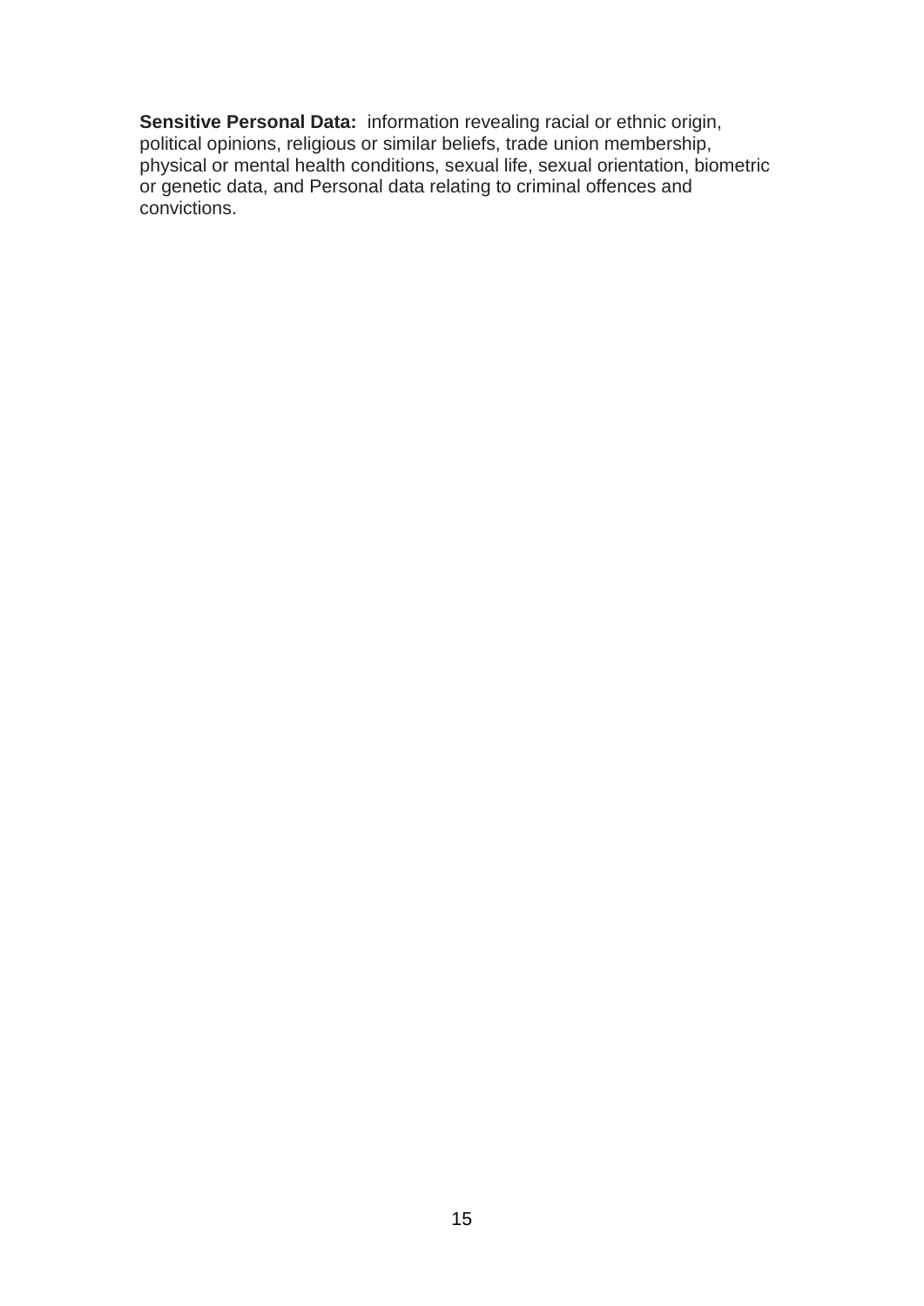**Sensitive Personal Data:** information revealing racial or ethnic origin, political opinions, religious or similar beliefs, trade union membership, physical or mental health conditions, sexual life, sexual orientation, biometric or genetic data, and Personal data relating to criminal offences and convictions.